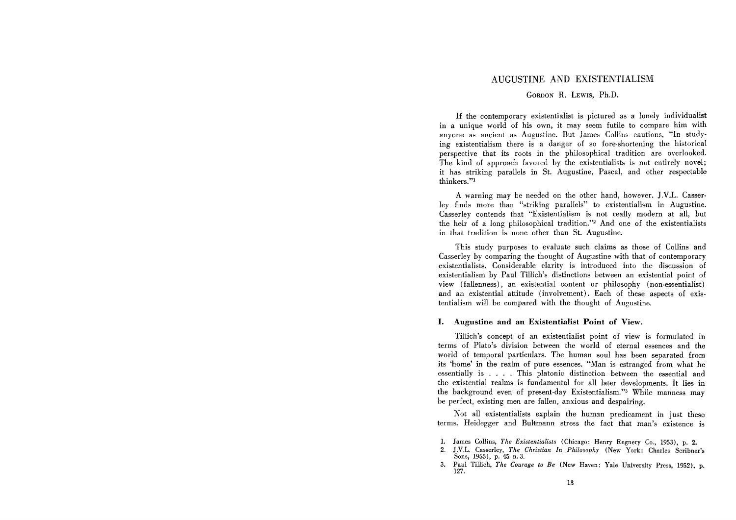# AUGUSTINE AND EXISTENTIALISM

GORDON R. LEWIS, Ph.D.

If the contemporary existentialist is pictured as a lonely individualist in a unique world of his own, it may seem futile to compare him with anyone as ancient as Augustine. But James Collins cautions, "In studying existentialism there is a danger of so fore-shortening the historical perspective that its roots in the philosophical tradition are overlooked. The kind of approach favored by the existentialists is not entirely novel; it has striking parallels in St. Augustine, Pascal, and other respectable thinkers."[1]

A warning may be needed on the other hand, however. J.V.L. Casserley finds more than "striking parallels" to existentialism in Augustine. Casserley contends that "Existentialism is not really modern at all, but the heir of a long philosophical tradition."[2] And one of the existentialists in that tradition is none other than St. Augustine.

This study purposes to evaluate such claims as those of Collins and Casserley by comparing the thought of Augustine with that of contemporary existentialists. Considerable clarity is introduced into the discussion of existentialism by Paul Tillich's distinctions between an existential point of view (fallenness), an existential content or philosophy (non-essentialist) and an existential attitude (involvement). Each of these aspects of existentialism will be compared with the thought of Augustine.

## I. Augustine and an Existentialist Point of View.

Tillich's concept of an existentialist point of view is formulated in terms of Plato's division between the world of eternal essences and the world of temporal particulars. The human soul has been separated from its 'home' in the realm of pure essences. "Man is estranged from what he essentially is . . . . This platonic distinction between the essential and the existential realms is fundamental for all later developments. It lies in the background even of present-day Existentialism."[3] While manness may be perfect, existing men are fallen, anxious and despairing.

Not all existentialists explain the human predicament in just these terms. Heidegger and Bultmann stress the fact that man's existence is

1. James Collins, *The Existentialists* (Chicago: Henry Regnery Co., 1953), p. 2.
2. J.V.L. Casserley, *The Christian In Philosophy* (New York: Charles Scribner's Sons, 1955), p. 45 n. 3.
3. Paul Tillich, *The Courage to Be* (New Haven: Yale University Press, 1952), p. 127.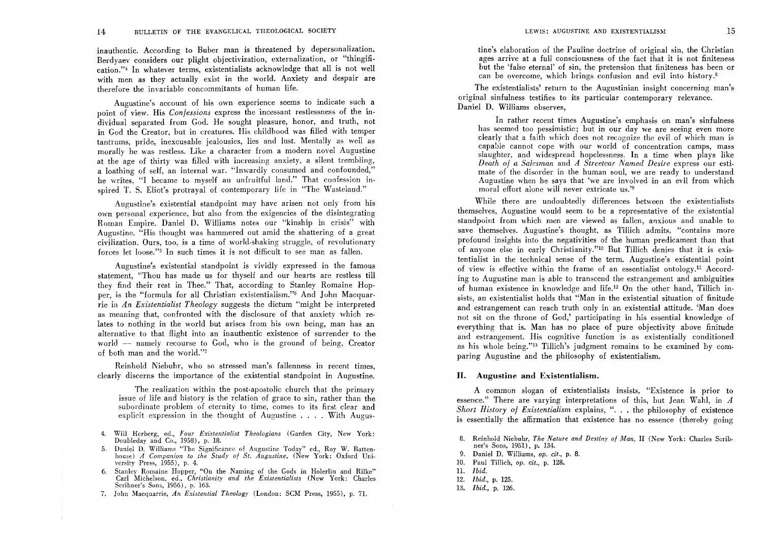inauthentic. According to Buber man is threatened by depersonalization. Berdyaev considers our plight objectivization, externalization, or "thingification."[4] In whatever terms, existentialists acknowledge that all is not well with men as they actually exist in the world. Anxiety and despair are therefore the invariable concommitants of human life.

Augustine's account of his own experience seems to indicate such a point of view. His *Confessions* express the incessant restlessness of the individual separated from God. He sought pleasure, honor, and truth, not in God the Creator, but in creatures. His childhood was filled with temper tantrums, pride, inexcusable jealousies, lies and lust. Mentally as well as morally he was restless. Like a character from a modern novel Augustine at the age of thirty was filled with increasing anxiety, a silent trembling, a loathing of self, an internal war. "Inwardly consumed and confounded," he writes, "I became to myself an unfruitful land." That confession inspired T. S. Eliot's protrayal of contemporary life in "The Wasteland."

Augustine's existential standpoint may have arisen not only from his own personal experience, but also from the exigencies of the disintegrating Roman Empire. Daniel D. Williams notes our "kinship in crisis" with Augustine. "His thought was hammered out amid the shattering of a great civilization. Ours, too, is a time of world-shaking struggle, of revolutionary forces let loose."[5] In such times it is not difficult to see man as fallen.

Augustine's existential standpoint is vividly expressed in the famous statement, "Thou has made us for thyself and our hearts are restless till they find their rest in Thee." That, according to Stanley Romaine Hopper, is the "formula for all Christian existentialism."[6] And John Macquarrie in *An Existentialist Theology* suggests the dictum "might be interpreted as meaning that, confronted with the disclosure of that anxiety which relates to nothing in the world but arises from his own being, man has an alternative to that flight into an inauthentic existence of surrender to the world — namely recourse to God, who is the ground of being, Creator of both man and the world."[7]

Reinhold Niebuhr, who so stressed man's fallenness in recent times, clearly discerns the importance of the existential standpoint in Augustine.

> The realization within the post-apostolic church that the primary issue of life and history is the relation of grace to sin, rather than the subordinate problem of eternity to time, comes to its first clear and explicit expression in the thought of Augustine . . . . With Augustine's elaboration of the Pauline doctrine of original sin, the Christian ages arrive at a full consciousness of the fact that it is not finiteness but the 'false eternal' of sin, the pretension that finiteness has been or can be overcome, which brings confusion and evil into history.[8]

The existentialists' return to the Augustinian insight concerning man's original sinfulness testifies to its particular contemporary relevance. Daniel D. Williams observes,

> In rather recent times Augustine's emphasis on man's sinfulness has seemed too pessimistic; but in our day we are seeing even more clearly that a faith which does not recognize the evil of which man is capable cannot cope with our world of concentration camps, mass slaughter, and widespread hopelessness. In a time when plays like *Death of a Salesman* and *A Streetcar Named Desire* express our estimate of the disorder in the human soul, we are ready to understand Augustine when he says that 'we are involved in an evil from which moral effort alone will never extricate us.'[9]

While there are undoubtedly differences between the existentialists themselves, Augustine would seem to be a representative of the existential standpoint from which men are viewed as fallen, anxious and unable to save themselves. Augustine's thought, as Tillich admits, "contains more profound insights into the negativities of the human predicament than that of anyone else in early Christianity."[10] But Tillich denies that it is existentialist in the technical sense of the term. Augustine's existential point of view is effective within the frame of an essentialist ontology.[11] According to Augustine man is able to transcend the estrangement and ambiguities of human existence in knowledge and life.[12] On the other hand, Tillich insists, an existentialist holds that "Man in the existential situation of finitude and estrangement can reach truth only in an existential attitude. 'Man does not sit on the throne of God,' participating in his essential knowledge of everything that is. Man has no place of pure objectivity above finitude and estrangement. His cognitive function is as existentially conditioned as his whole being."[13] Tillich's judgment remains to be examined by comparing Augustine and the philosophy of existentialism.

## II. Augustine and Existentialism.

A common slogan of existentialists insists, "Existence is prior to essence." There are varying interpretations of this, but Jean Wahl, in *A Short History of Existentialism* explains, ". . . the philosophy of existence is essentially the affirmation that existence has no essence (thereby going

---

4. Will Herberg, ed., *Four Existentialist Theologians* (Garden City, New York: Doubleday and Co., 1958), p. 18.
5. Daniel D. Williams "The Significance of Augustine Today" ed., Roy W. Battenhouse) *A Companion to the Study of St. Augustine*, (New York: Oxford University Press, 1955), p. 4.
6. Stanley Romaine Hopper, "On the Naming of the Gods in Holerlin and Rilke" Carl Michelson, ed., *Christianity and the Existentialists* (New York: Charles Scribner's Sons, 1956), p. 163.
7. John Macquarrie, *An Existential Theology* (London: SCM Press, 1955), p. 71.
8. Reinhold Niebuhr, *The Nature and Destiny of Man*, II (New York: Charles Scribner's Sons, 1951), p. 134.
9. Daniel D. Williams, *op. cit.*, p. 8.
10. Paul Tillich, *op. cit.*, p. 128.
11. *Ibid.*
12. *Ibid.*, p. 125.
13. *Ibid.*, p. 126.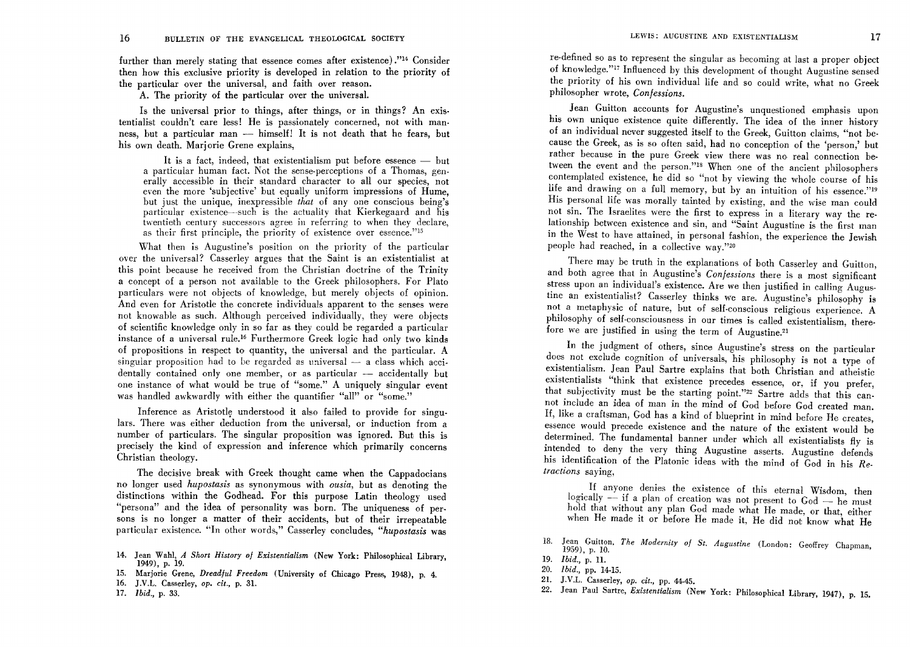further than merely stating that essence comes after existence)."[14] Consider then how this exclusive priority is developed in relation to the priority of the particular over the universal, and faith over reason.

A. The priority of the particular over the universal.

Is the universal prior to things, after things, or in things? An existentialist couldn't care less! He is passionately concerned, not with manness, but a particular man — himself! It is not death that he fears, but his own death. Marjorie Grene explains,

> It is a fact, indeed, that existentialism put before essence — but a particular human fact. Not the sense-perceptions of a Thomas, generally accessible in their standard character to all our species, not even the more 'subjective' but equally uniform impressions of Hume, but just the unique, inexpressible *that* of any one conscious being's particular existence—such is the actuality that Kierkegaard and his twentieth century successors agree in referring to when they declare, as their first principle, the priority of existence over essence."[15]

What then is Augustine's position on the priority of the particular over the universal? Casserley argues that the Saint is an existentialist at this point because he received from the Christian doctrine of the Trinity a concept of a person not available to the Greek philosophers. For Plato particulars were not objects of knowledge, but merely objects of opinion. And even for Aristotle the concrete individuals apparent to the senses were not knowable as such. Although perceived individually, they were objects of scientific knowledge only in so far as they could be regarded a particular instance of a universal rule.[16] Furthermore Greek logic had only two kinds of propositions in respect to quantity, the universal and the particular. A singular proposition had to be regarded as universal — a class which accidentally contained only one member, or as particular — accidentally but one instance of what would be true of "some." A uniquely singular event was handled awkwardly with either the quantifier "all" or "some."

Inference as Aristotle understood it also failed to provide for singulars. There was either deduction from the universal, or induction from a number of particulars. The singular proposition was ignored. But this is precisely the kind of expression and inference which primarily concerns Christian theology.

The decisive break with Greek thought came when the Cappadocians no longer used *hupostasis* as synonymous with *ousia*, but as denoting the distinctions within the Godhead. For this purpose Latin theology used "persona" and the idea of personality was born. The uniqueness of persons is no longer a matter of their accidents, but of their irrepeatable particular existence. "In other words," Casserley concludes, "*hupostasis* was re-defined so as to represent the singular as becoming at last a proper object of knowledge."[17] Influenced by this development of thought Augustine sensed the priority of his own individual life and so could write, what no Greek philosopher wrote, *Confessions.*

Jean Guitton accounts for Augustine's unquestioned emphasis upon his own unique existence quite differently. The idea of the inner history of an individual never suggested itself to the Greek, Guitton claims, "not because the Greek, as is so often said, had no conception of the 'person,' but rather because in the pure Greek view there was no real connection between the event and the person."[18] When one of the ancient philosophers contemplated existence, he did so "not by viewing the whole course of his life and drawing on a full memory, but by an intuition of his essence."[19] His personal life was morally tainted by existing, and the wise man could not sin. The Israelites were the first to express in a literary way the relationship between existence and sin, and "Saint Augustine is the first man in the West to have attained, in personal fashion, the experience the Jewish people had reached, in a collective way."[20]

There may be truth in the explanations of both Casserley and Guitton, and both agree that in Augustine's *Confessions* there is a most significant stress upon an individual's existence. Are we then justified in calling Augustine an existentialist? Casserley thinks we are. Augustine's philosophy is not a metaphysic of nature, but of self-conscious religious experience. A philosophy of self-consciousness in our times is called existentialism, therefore we are justified in using the term of Augustine.[21]

In the judgment of others, since Augustine's stress on the particular does not exclude cognition of universals, his philosophy is not a type of existentialism. Jean Paul Sartre explains that both Christian and atheistic existentialists "think that existence precedes essence, or, if you prefer, that subjectivity must be the starting point."[22] Sartre adds that this cannot include an idea of man in the mind of God before God created man. If, like a craftsman, God has a kind of blueprint in mind before He creates, essence would precede existence and the nature of the existent would be determined. The fundamental banner under which all existentialists fly is intended to deny the very thing Augustine asserts. Augustine defends his identification of the Platonic ideas with the mind of God in his *Retractions* saying,

> If anyone denies the existence of this eternal Wisdom, then logically — if a plan of creation was not present to God — he must hold that without any plan God made what He made, or that, either when He made it or before He made it, He did not know what He

14. Jean Wahl, *A Short History of Existentialism* (New York: Philosophical Library, 1949), p. 19.
15. Marjorie Grene, *Dreadful Freedom* (University of Chicago Press, 1948), p. 4.
16. J.V.L. Casserley, *op. cit.*, p. 31.
17. *Ibid.*, p. 33.
18. Jean Guitton, *The Modernity of St. Augustine* (London: Geoffrey Chapman, 1959), p. 10.
19. *Ibid.*, p. 11.
20. *Ibid.*, pp. 14-15.
21. J.V.L. Casserley, *op. cit.*, pp. 44-45.
22. Jean Paul Sartre, *Existentialism* (New York: Philosophical Library, 1947), p. 15.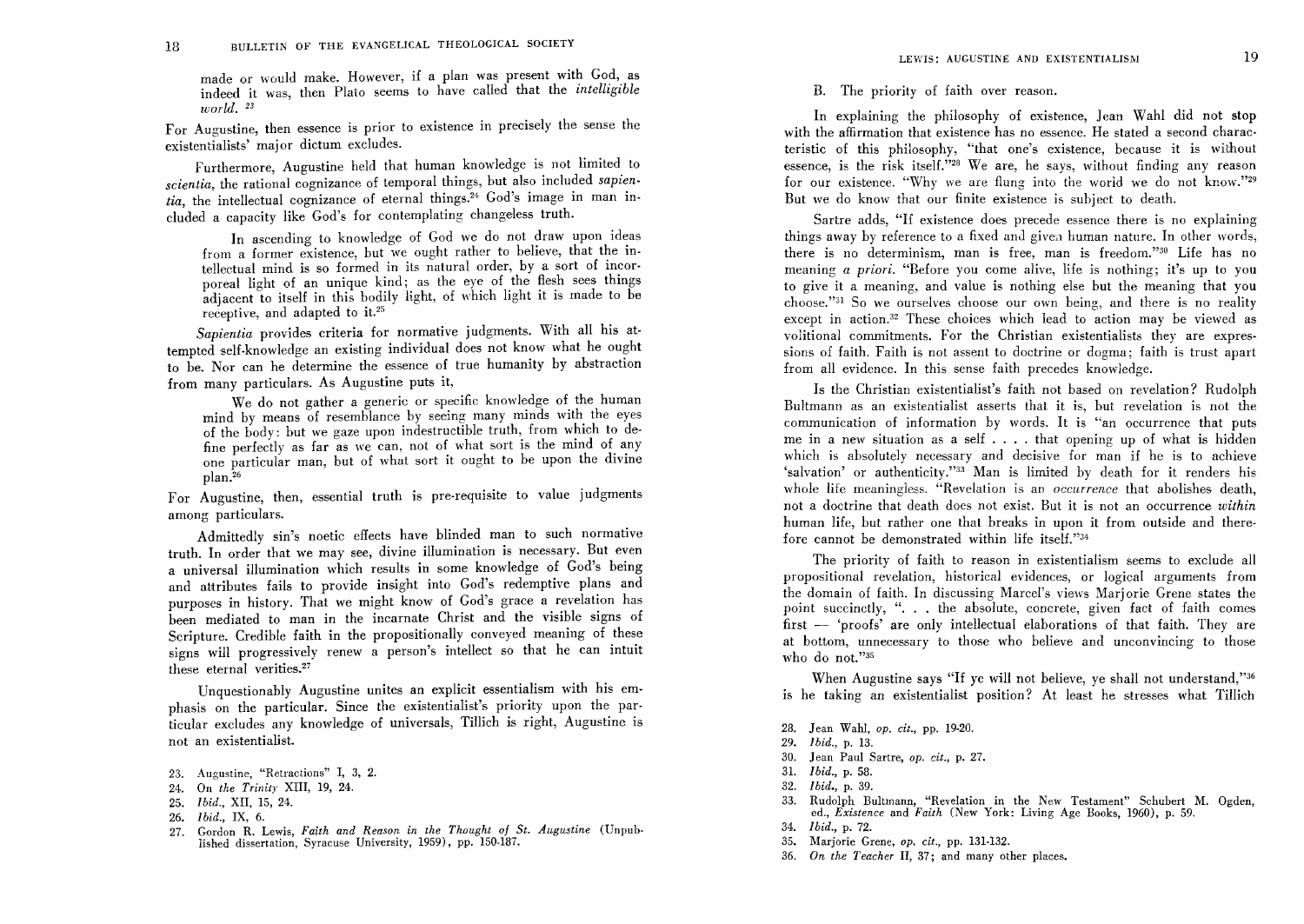made or would make. However, if a plan was present with God, as indeed it was, then Plato seems to have called that the *intelligible world.* [23]

For Augustine, then essence is prior to existence in precisely the sense the existentialists' major dictum excludes.

Furthermore, Augustine held that human knowledge is not limited to *scientia*, the rational cognizance of temporal things, but also included *sapientia*, the intellectual cognizance of eternal things.[24] God's image in man included a capacity like God's for contemplating changeless truth.

> In ascending to knowledge of God we do not draw upon ideas from a former existence, but we ought rather to believe, that the intellectual mind is so formed in its natural order, by a sort of incorporeal light of an unique kind; as the eye of the flesh sees things adjacent to itself in this bodily light, of which light it is made to be receptive, and adapted to it.[25]

*Sapientia* provides criteria for normative judgments. With all his attempted self-knowledge an existing individual does not know what he ought to be. Nor can he determine the essence of true humanity by abstraction from many particulars. As Augustine puts it,

> We do not gather a generic or specific knowledge of the human mind by means of resemblance by seeing many minds with the eyes of the body: but we gaze upon indestructible truth, from which to define perfectly as far as we can, not of what sort is the mind of any one particular man, but of what sort it ought to be upon the divine plan.[26]

For Augustine, then, essential truth is pre-requisite to value judgments among particulars.

Admittedly sin's noetic effects have blinded man to such normative truth. In order that we may see, divine illumination is necessary. But even a universal illumination which results in some knowledge of God's being and attributes fails to provide insight into God's redemptive plans and purposes in history. That we might know of God's grace a revelation has been mediated to man in the incarnate Christ and the visible signs of Scripture. Credible faith in the propositionally conveyed meaning of these signs will progressively renew a person's intellect so that he can intuit these eternal verities.[27]

Unquestionably Augustine unites an explicit essentialism with his emphasis on the particular. Since the existentialist's priority upon the particular excludes any knowledge of universals, Tillich is right, Augustine is not an existentialist.

23. Augustine, "Retractions" I, 3, 2.
24. *On the Trinity* XIII, 19, 24.
25. *Ibid.*, XII, 15, 24.
26. *Ibid.*, IX, 6.
27. Gordon R. Lewis, *Faith and Reason in the Thought of St. Augustine* (Unpublished dissertation, Syracuse University, 1959), pp. 150-187.

B. The priority of faith over reason.

In explaining the philosophy of existence, Jean Wahl did not stop with the affirmation that existence has no essence. He stated a second characteristic of this philosophy, "that one's existence, because it is without essence, is the risk itself."[28] We are, he says, without finding any reason for our existence. "Why we are flung into the world we do not know."[29] But we do know that our finite existence is subject to death.

Sartre adds, "If existence does precede essence there is no explaining things away by reference to a fixed and given human nature. In other words, there is no determinism, man is free, man is freedom."[30] Life has no meaning *a priori*. "Before you come alive, life is nothing; it's up to you to give it a meaning, and value is nothing else but the meaning that you choose."[31] So we ourselves choose our own being, and there is no reality except in action.[32] These choices which lead to action may be viewed as volitional commitments. For the Christian existentialists they are expressions of faith. Faith is not assent to doctrine or dogma; faith is trust apart from all evidence. In this sense faith precedes knowledge.

Is the Christian existentialist's faith not based on revelation? Rudolph Bultmann as an existentialist asserts that it is, but revelation is not the communication of information by words. It is "an occurrence that puts me in a new situation as a self . . . . that opening up of what is hidden which is absolutely necessary and decisive for man if he is to achieve 'salvation' or authenticity."[33] Man is limited by death for it renders his whole life meaningless. "Revelation is an *occurrence* that abolishes death, not a doctrine that death does not exist. But it is not an occurrence *within* human life, but rather one that breaks in upon it from outside and therefore cannot be demonstrated within life itself."[34]

The priority of faith to reason in existentialism seems to exclude all propositional revelation, historical evidences, or logical arguments from the domain of faith. In discussing Marcel's views Marjorie Grene states the point succinctly, ". . . the absolute, concrete, given fact of faith comes first — 'proofs' are only intellectual elaborations of that faith. They are at bottom, unnecessary to those who believe and unconvincing to those who do not."[35]

When Augustine says "If ye will not believe, ye shall not understand,"[36] is he taking an existentialist position? At least he stresses what Tillich

28. Jean Wahl, *op. cit.*, pp. 19-20.
29. *Ibid.*, p. 13.
30. Jean Paul Sartre, *op. cit.*, p. 27.
31. *Ibid.*, p. 58.
32. *Ibid.*, p. 39.
33. Rudolph Bultmann, "Revelation in the New Testament" Schubert M. Ogden, ed., *Existence and Faith* (New York: Living Age Books, 1960), p. 59.
34. *Ibid.*, p. 72.
35. Marjorie Grene, *op. cit.*, pp. 131-132.
36. *On the Teacher* II, 37; and many other places.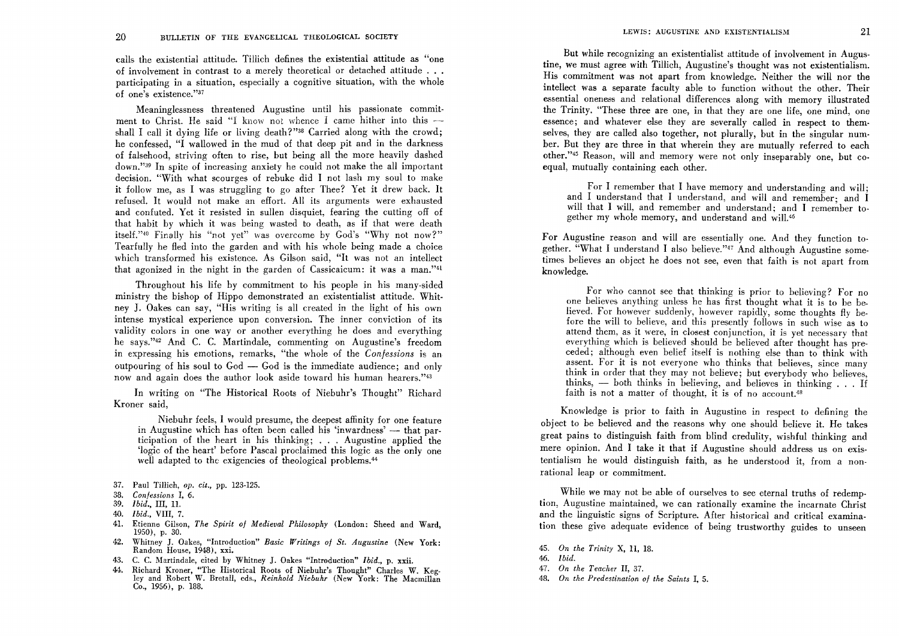calls the existential attitude. Tillich defines the existential attitude as "one of involvement in contrast to a merely theoretical or detached attitude . . . participating in a situation, especially a cognitive situation, with the whole of one's existence."[37]

Meaninglessness threatened Augustine until his passionate commitment to Christ. He said "I know not whence I came hither into this — shall I call it dying life or living death?"[38] Carried along with the crowd; he confessed, "I wallowed in the mud of that deep pit and in the darkness of falsehood, striving often to rise, but being all the more heavily dashed down."[39] In spite of increasing anxiety he could not make the all important decision. "With what scourges of rebuke did I not lash my soul to make it follow me, as I was struggling to go after Thee? Yet it drew back. It refused. It would not make an effort. All its arguments were exhausted and confuted. Yet it resisted in sullen disquiet, fearing the cutting off of that habit by which it was being wasted to death, as if that were death itself."[40] Finally his "not yet" was overcome by God's "Why not now?" Tearfully he fled into the garden and with his whole being made a choice which transformed his existence. As Gilson said, "It was not an intellect that agonized in the night in the garden of Cassicaicum: it was a man."[41]

Throughout his life by commitment to his people in his many-sided ministry the bishop of Hippo demonstrated an existentialist attitude. Whitney J. Oakes can say, "His writing is all created in the light of his own intense mystical experience upon conversion. The inner conviction of its validity colors in one way or another everything he does and everything he says."[42] And C. C. Martindale, commenting on Augustine's freedom in expressing his emotions, remarks, "the whole of the *Confessions* is an outpouring of his soul to God — God is the immediate audience; and only now and again does the author look aside toward his human hearers."[43]

In writing on "The Historical Roots of Niebuhr's Thought" Richard Kroner said,

> Niebuhr feels, I would presume, the deepest affinity for one feature in Augustine which has often been called his 'inwardness' — that participation of the heart in his thinking; . . . Augustine applied the 'logic of the heart' before Pascal proclaimed this logic as the only one well adapted to the exigencies of theological problems.[44]

But while recognizing an existentialist attitude of involvement in Augustine, we must agree with Tillich, Augustine's thought was not existentialism. His commitment was not apart from knowledge. Neither the will nor the intellect was a separate faculty able to function without the other. Their essential oneness and relational differences along with memory illustrated the Trinity. "These three are one, in that they are one life, one mind, one essence; and whatever else they are severally called in respect to themselves, they are called also together, not plurally, but in the singular number. But they are three in that wherein they are mutually referred to each other."[45] Reason, will and memory were not only inseparably one, but coequal, mutually containing each other.

> For I remember that I have memory and understanding and will; and I understand that I understand, and will and remember; and I will that I will, and remember and understand; and I remember together my whole memory, and understand and will.[46]

For Augustine reason and will are essentially one. And they function together. "What I understand I also believe."[47] And although Augustine sometimes believes an object he does not see, even that faith is not apart from knowledge.

> For who cannot see that thinking is prior to believing? For no one believes anything unless he has first thought what it is to be believed. For however suddenly, however rapidly, some thoughts fly before the will to believe, and this presently follows in such wise as to attend them, as it were, in closest conjunction, it is yet necessary that everything which is believed should be believed after thought has preceded; although even belief itself is nothing else than to think with assent. For it is not everyone who thinks that believes, since many think in order that they may not believe; but everybody who believes, thinks, — both thinks in believing, and believes in thinking . . . If faith is not a matter of thought, it is of no account.[48]

Knowledge is prior to faith in Augustine in respect to defining the object to be believed and the reasons why one should believe it. He takes great pains to distinguish faith from blind credulity, wishful thinking and mere opinion. And I take it that if Augustine should address us on existentialism he would distinguish faith, as he understood it, from a nonrational leap or commitment.

While we may not be able of ourselves to see eternal truths of redemption, Augustine maintained, we can rationally examine the incarnate Christ and the linguistic signs of Scripture. After historical and critical examination these give adequate evidence of being trustworthy guides to unseen

---

37. Paul Tillich, *op. cit.*, pp. 123-125.
38. *Confessions* I, 6.
39. *Ibid.*, III, 11.
40. *Ibid.*, VIII, 7.
41. Etienne Gilson, *The Spirit of Medieval Philosophy* (London: Sheed and Ward, 1950), p. 30.
42. Whitney J. Oakes, "Introduction" *Basic Writings of St. Augustine* (New York: Random House, 1948), xxi.
43. C. C. Martindale, cited by Whitney J. Oakes "Introduction" *Ibid.*, p. xxii.
44. Richard Kroner, "The Historical Roots of Niebuhr's Thought" Charles W. Kegley and Robert W. Bretall, eds., *Reinhold Niebuhr* (New York: The Macmillan Co., 1956), p. 188.
45. *On the Trinity* X, 11, 18.
46. *Ibid.*
47. *On the Teacher* II, 37.
48. *On the Predestination of the Saints* I, 5.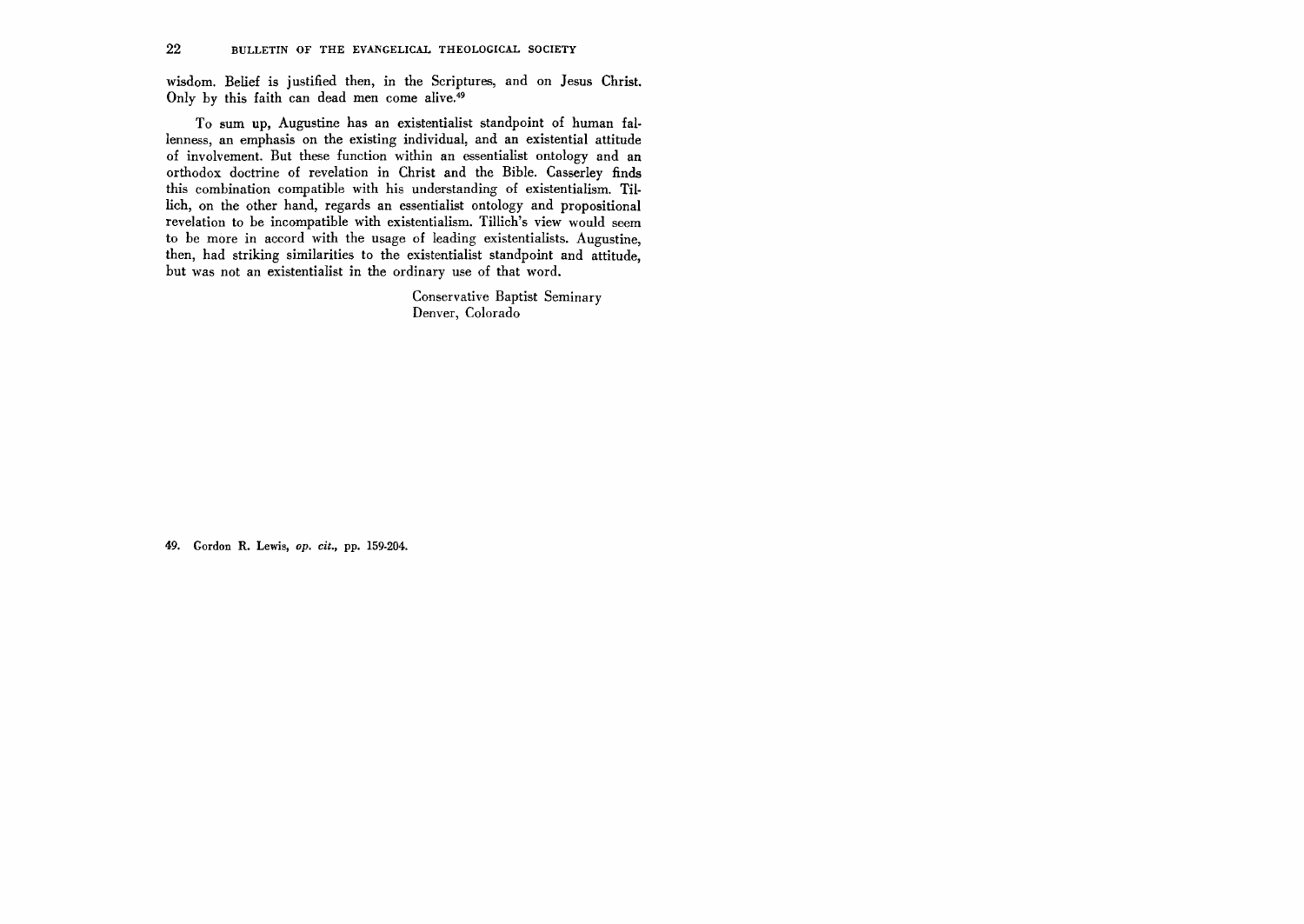wisdom. Belief is justified then, in the Scriptures, and on Jesus Christ. Only by this faith can dead men come alive.[49]

To sum up, Augustine has an existentialist standpoint of human fallenness, an emphasis on the existing individual, and an existential attitude of involvement. But these function within an essentialist ontology and an orthodox doctrine of revelation in Christ and the Bible. Casserley finds this combination compatible with his understanding of existentialism. Tillich, on the other hand, regards an essentialist ontology and propositional revelation to be incompatible with existentialism. Tillich's view would seem to be more in accord with the usage of leading existentialists. Augustine, then, had striking similarities to the existentialist standpoint and attitude, but was not an existentialist in the ordinary use of that word.

Conservative Baptist Seminary
Denver, Colorado

49. Gordon R. Lewis, *op. cit.*, pp. 159-204.